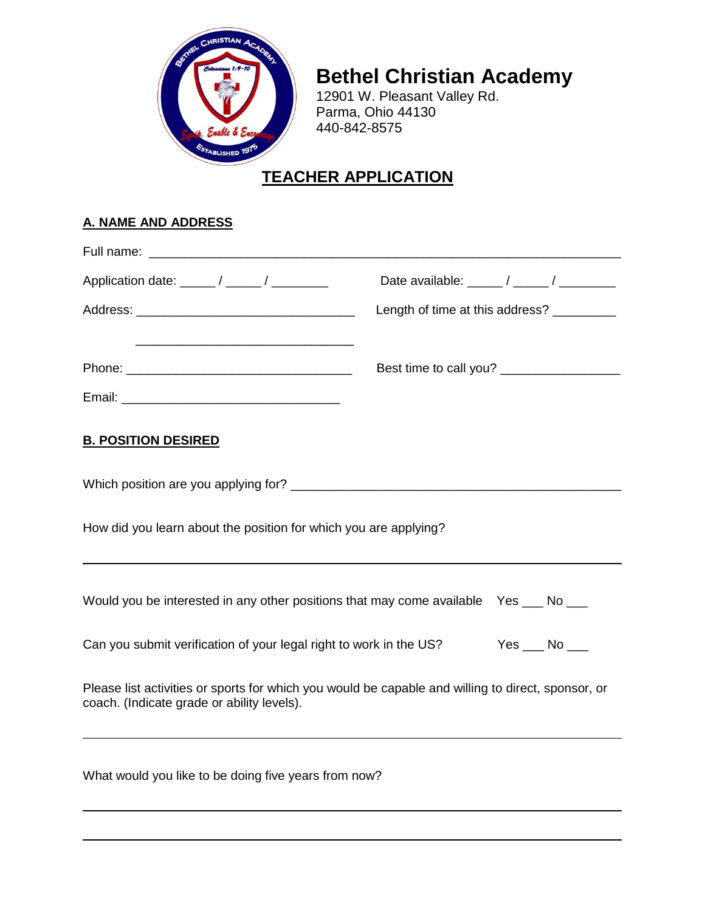# Bethel Christian Academy

12901 W. Pleasant Valley Rd.
Parma, Ohio 44130
440-842-8575

## TEACHER APPLICATION

### A. NAME AND ADDRESS

Full name: ____________________________________________________________________

Application date: _____ / _____ / ________ Date available: _____ / _____ / ________

Address: ________________________________ Length of time at this address? _________

________________________________

Phone: _________________________________ Best time to call you? _________________

Email: ________________________________

### B. POSITION DESIRED

Which position are you applying for? _______________________________________________

How did you learn about the position for which you are applying?

______________________________________________________________________________

Would you be interested in any other positions that may come available Yes ___ No ___

Can you submit verification of your legal right to work in the US? Yes ___ No ___

Please list activities or sports for which you would be capable and willing to direct, sponsor, or coach. (Indicate grade or ability levels).

______________________________________________________________________________

What would you like to be doing five years from now?

______________________________________________________________________________

______________________________________________________________________________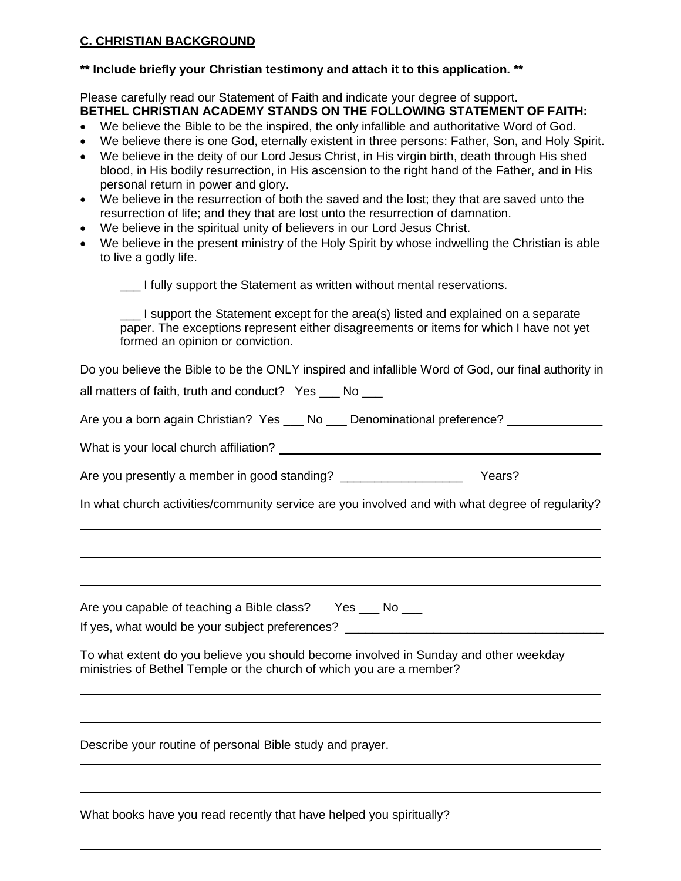## C. CHRISTIAN BACKGROUND

**\*\* Include briefly your Christian testimony and attach it to this application. \*\***

Please carefully read our Statement of Faith and indicate your degree of support.

**BETHEL CHRISTIAN ACADEMY STANDS ON THE FOLLOWING STATEMENT OF FAITH:**

- We believe the Bible to be the inspired, the only infallible and authoritative Word of God.
- We believe there is one God, eternally existent in three persons: Father, Son, and Holy Spirit.
- We believe in the deity of our Lord Jesus Christ, in His virgin birth, death through His shed blood, in His bodily resurrection, in His ascension to the right hand of the Father, and in His personal return in power and glory.
- We believe in the resurrection of both the saved and the lost; they that are saved unto the resurrection of life; and they that are lost unto the resurrection of damnation.
- We believe in the spiritual unity of believers in our Lord Jesus Christ.
- We believe in the present ministry of the Holy Spirit by whose indwelling the Christian is able to live a godly life.

___ I fully support the Statement as written without mental reservations.

___ I support the Statement except for the area(s) listed and explained on a separate paper. The exceptions represent either disagreements or items for which I have not yet formed an opinion or conviction.

Do you believe the Bible to be the ONLY inspired and infallible Word of God, our final authority in all matters of faith, truth and conduct? Yes ___ No ___

Are you a born again Christian? Yes ___ No ___ Denominational preference? ______________

What is your local church affiliation? ______________________________________________

Are you presently a member in good standing? __________________ Years? ___________

In what church activities/community service are you involved and with what degree of regularity?

_____________________________________________________________________________

_____________________________________________________________________________

_____________________________________________________________________________

Are you capable of teaching a Bible class? Yes ___ No ___

If yes, what would be your subject preferences? ______________________________________

To what extent do you believe you should become involved in Sunday and other weekday ministries of Bethel Temple or the church of which you are a member?

_____________________________________________________________________________

_____________________________________________________________________________

Describe your routine of personal Bible study and prayer.

_____________________________________________________________________________

_____________________________________________________________________________

What books have you read recently that have helped you spiritually?

_____________________________________________________________________________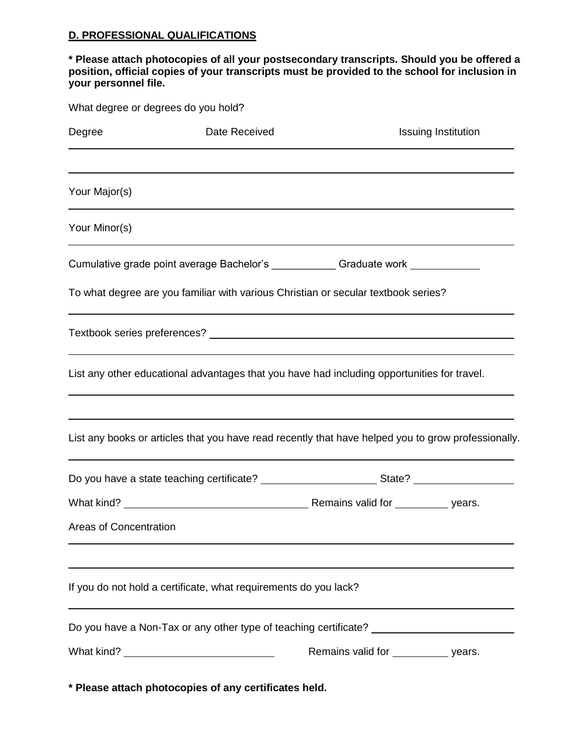**D. PROFESSIONAL QUALIFICATIONS**

**\* Please attach photocopies of all your postsecondary transcripts. Should you be offered a position, official copies of your transcripts must be provided to the school for inclusion in your personnel file.**

What degree or degrees do you hold?

| Degree | Date Received | Issuing Institution |
|---|---|---|
| | | |
| | | |

Your Major(s) \_\_\_\_\_\_\_\_\_\_\_\_\_\_\_\_\_\_\_\_\_\_\_\_\_\_\_\_\_\_

Your Minor(s) \_\_\_\_\_\_\_\_\_\_\_\_\_\_\_\_\_\_\_\_\_\_\_\_\_\_\_\_\_\_

Cumulative grade point average Bachelor's \_\_\_\_\_\_\_\_\_\_\_ Graduate work \_\_\_\_\_\_\_\_\_\_\_\_

To what degree are you familiar with various Christian or secular textbook series?

\_\_\_\_\_\_\_\_\_\_\_\_\_\_\_\_\_\_\_\_\_\_\_\_\_\_\_\_\_\_

Textbook series preferences? \_\_\_\_\_\_\_\_\_\_\_\_\_\_\_\_\_\_\_\_\_\_\_\_\_\_\_\_\_\_

\_\_\_\_\_\_\_\_\_\_\_\_\_\_\_\_\_\_\_\_\_\_\_\_\_\_\_\_\_\_

List any other educational advantages that you have had including opportunities for travel.

\_\_\_\_\_\_\_\_\_\_\_\_\_\_\_\_\_\_\_\_\_\_\_\_\_\_\_\_\_\_

\_\_\_\_\_\_\_\_\_\_\_\_\_\_\_\_\_\_\_\_\_\_\_\_\_\_\_\_\_\_

List any books or articles that you have read recently that have helped you to grow professionally.

\_\_\_\_\_\_\_\_\_\_\_\_\_\_\_\_\_\_\_\_\_\_\_\_\_\_\_\_\_\_

Do you have a state teaching certificate? \_\_\_\_\_\_\_\_\_\_\_\_\_\_\_\_\_\_\_\_ State? \_\_\_\_\_\_\_\_\_\_\_\_\_\_\_\_\_\_

What kind? \_\_\_\_\_\_\_\_\_\_\_\_\_\_\_\_\_\_\_\_\_\_\_\_\_\_\_\_\_\_ Remains valid for \_\_\_\_\_\_\_\_\_\_ years.

Areas of Concentration

\_\_\_\_\_\_\_\_\_\_\_\_\_\_\_\_\_\_\_\_\_\_\_\_\_\_\_\_\_\_

\_\_\_\_\_\_\_\_\_\_\_\_\_\_\_\_\_\_\_\_\_\_\_\_\_\_\_\_\_\_

If you do not hold a certificate, what requirements do you lack?

\_\_\_\_\_\_\_\_\_\_\_\_\_\_\_\_\_\_\_\_\_\_\_\_\_\_\_\_\_\_

Do you have a Non-Tax or any other type of teaching certificate? \_\_\_\_\_\_\_\_\_\_\_\_\_\_\_\_\_\_\_\_\_\_\_\_\_

What kind? \_\_\_\_\_\_\_\_\_\_\_\_\_\_\_\_\_\_\_\_\_\_\_\_\_\_\_ Remains valid for \_\_\_\_\_\_\_\_\_\_ years.

**\* Please attach photocopies of any certificates held.**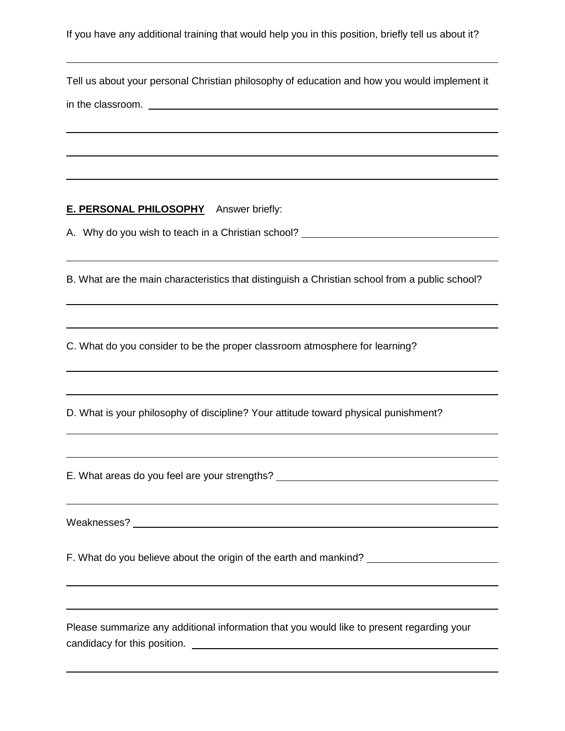If you have any additional training that would help you in this position, briefly tell us about it?

Tell us about your personal Christian philosophy of education and how you would implement it in the classroom.

**E. PERSONAL PHILOSOPHY** Answer briefly:

A. Why do you wish to teach in a Christian school?

B. What are the main characteristics that distinguish a Christian school from a public school?

C. What do you consider to be the proper classroom atmosphere for learning?

D. What is your philosophy of discipline? Your attitude toward physical punishment?

E. What areas do you feel are your strengths?

Weaknesses?

F. What do you believe about the origin of the earth and mankind?

Please summarize any additional information that you would like to present regarding your candidacy for this position.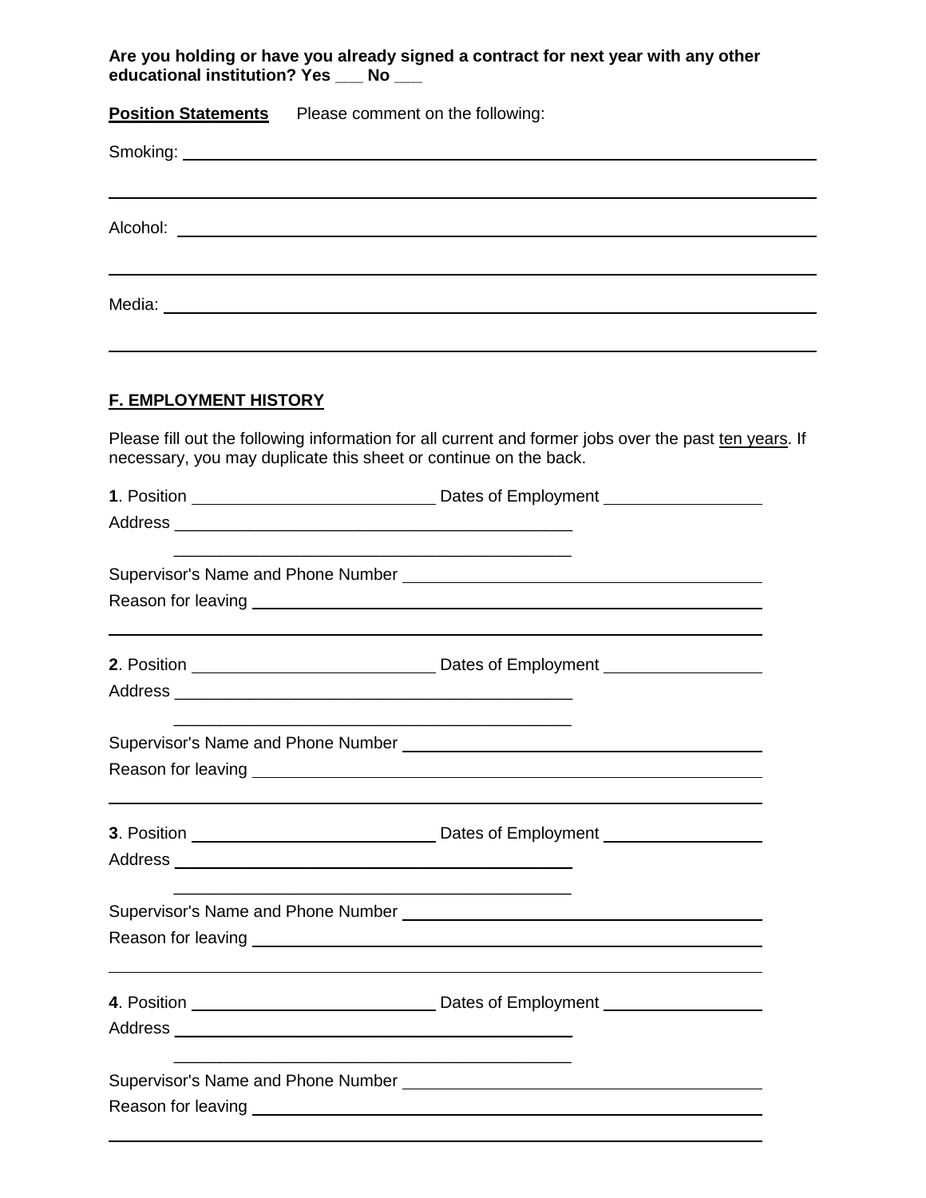**Are you holding or have you already signed a contract for next year with any other educational institution? Yes ___ No ___**

**<u>Position Statements</u>** Please comment on the following:

Smoking: ____________________________________________________________

____________________________________________________________

Alcohol: ____________________________________________________________

____________________________________________________________

Media: ____________________________________________________________

____________________________________________________________

## <u>F. EMPLOYMENT HISTORY</u>

Please fill out the following information for all current and former jobs over the past <u>ten years</u>. If necessary, you may duplicate this sheet or continue on the back.

**1**. Position ___________________________ Dates of Employment _________________

Address ____________________________________________

____________________________________________

Supervisor's Name and Phone Number ________________________________________

Reason for leaving ____________________________________________________

____________________________________________________________

**2**. Position ___________________________ Dates of Employment _________________

Address ____________________________________________

____________________________________________

Supervisor's Name and Phone Number ________________________________________

Reason for leaving ____________________________________________________

____________________________________________________________

**3**. Position ___________________________ Dates of Employment _________________

Address ____________________________________________

____________________________________________

Supervisor's Name and Phone Number ________________________________________

Reason for leaving ____________________________________________________

____________________________________________________________

**4**. Position ___________________________ Dates of Employment _________________

Address ____________________________________________

____________________________________________

Supervisor's Name and Phone Number ________________________________________

Reason for leaving ____________________________________________________

____________________________________________________________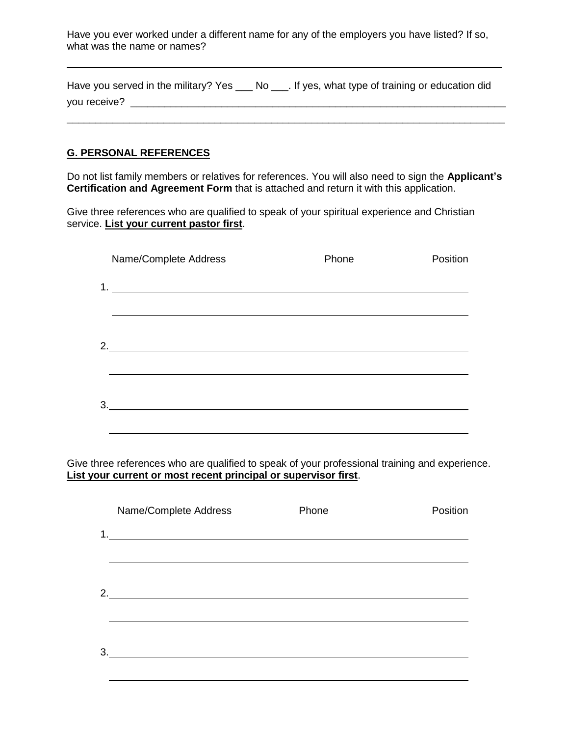Have you ever worked under a different name for any of the employers you have listed? If so, what was the name or names?

\_\_\_\_\_\_\_\_\_\_\_\_\_\_\_\_\_\_\_\_\_\_\_\_\_\_\_\_\_\_\_\_\_\_\_\_\_\_\_\_\_\_\_\_\_\_\_\_\_\_\_\_\_\_\_\_\_\_\_\_\_\_\_\_\_\_\_\_\_\_\_\_

Have you served in the military? Yes \_\_\_ No \_\_\_. If yes, what type of training or education did you receive? \_\_\_\_\_\_\_\_\_\_\_\_\_\_\_\_\_\_\_\_\_\_\_\_\_\_\_\_\_\_\_\_\_\_\_\_\_\_\_\_\_\_\_\_\_\_\_\_\_\_\_\_\_\_\_\_\_\_\_\_\_\_\_\_\_\_\_\_

\_\_\_\_\_\_\_\_\_\_\_\_\_\_\_\_\_\_\_\_\_\_\_\_\_\_\_\_\_\_\_\_\_\_\_\_\_\_\_\_\_\_\_\_\_\_\_\_\_\_\_\_\_\_\_\_\_\_\_\_\_\_\_\_\_\_\_\_\_\_\_\_

## G. PERSONAL REFERENCES

Do not list family members or relatives for references. You will also need to sign the **Applicant's Certification and Agreement Form** that is attached and return it with this application.

Give three references who are qualified to speak of your spiritual experience and Christian service. **List your current pastor first**.

| Name/Complete Address | Phone | Position |
|---|---|---|
| 1. | | |
| | | |
| 2. | | |
| | | |
| 3. | | |
| | | |

Give three references who are qualified to speak of your professional training and experience. **List your current or most recent principal or supervisor first**.

| Name/Complete Address | Phone | Position |
|---|---|---|
| 1. | | |
| | | |
| 2. | | |
| | | |
| 3. | | |
| | | |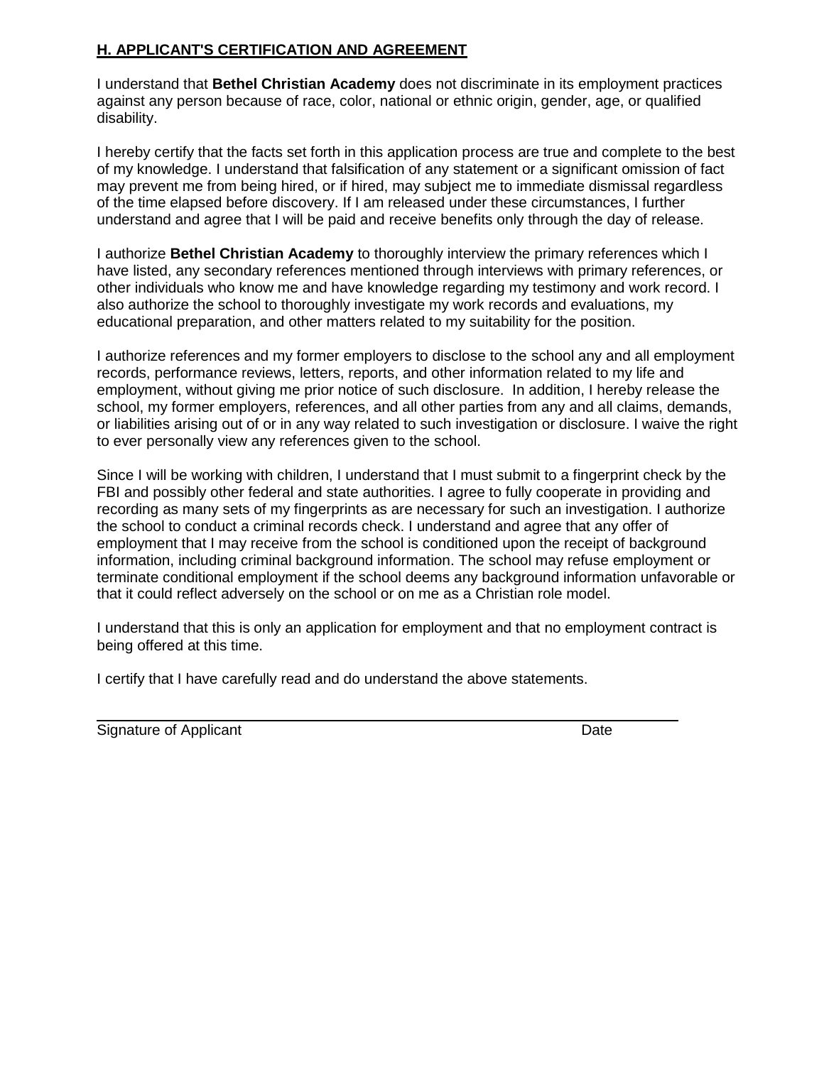## **H. APPLICANT'S CERTIFICATION AND AGREEMENT**

I understand that **Bethel Christian Academy** does not discriminate in its employment practices against any person because of race, color, national or ethnic origin, gender, age, or qualified disability.

I hereby certify that the facts set forth in this application process are true and complete to the best of my knowledge. I understand that falsification of any statement or a significant omission of fact may prevent me from being hired, or if hired, may subject me to immediate dismissal regardless of the time elapsed before discovery. If I am released under these circumstances, I further understand and agree that I will be paid and receive benefits only through the day of release.

I authorize **Bethel Christian Academy** to thoroughly interview the primary references which I have listed, any secondary references mentioned through interviews with primary references, or other individuals who know me and have knowledge regarding my testimony and work record. I also authorize the school to thoroughly investigate my work records and evaluations, my educational preparation, and other matters related to my suitability for the position.

I authorize references and my former employers to disclose to the school any and all employment records, performance reviews, letters, reports, and other information related to my life and employment, without giving me prior notice of such disclosure. In addition, I hereby release the school, my former employers, references, and all other parties from any and all claims, demands, or liabilities arising out of or in any way related to such investigation or disclosure. I waive the right to ever personally view any references given to the school.

Since I will be working with children, I understand that I must submit to a fingerprint check by the FBI and possibly other federal and state authorities. I agree to fully cooperate in providing and recording as many sets of my fingerprints as are necessary for such an investigation. I authorize the school to conduct a criminal records check. I understand and agree that any offer of employment that I may receive from the school is conditioned upon the receipt of background information, including criminal background information. The school may refuse employment or terminate conditional employment if the school deems any background information unfavorable or that it could reflect adversely on the school or on me as a Christian role model.

I understand that this is only an application for employment and that no employment contract is being offered at this time.

I certify that I have carefully read and do understand the above statements.

_______________________________________________________________

Signature of Applicant                                                                 Date